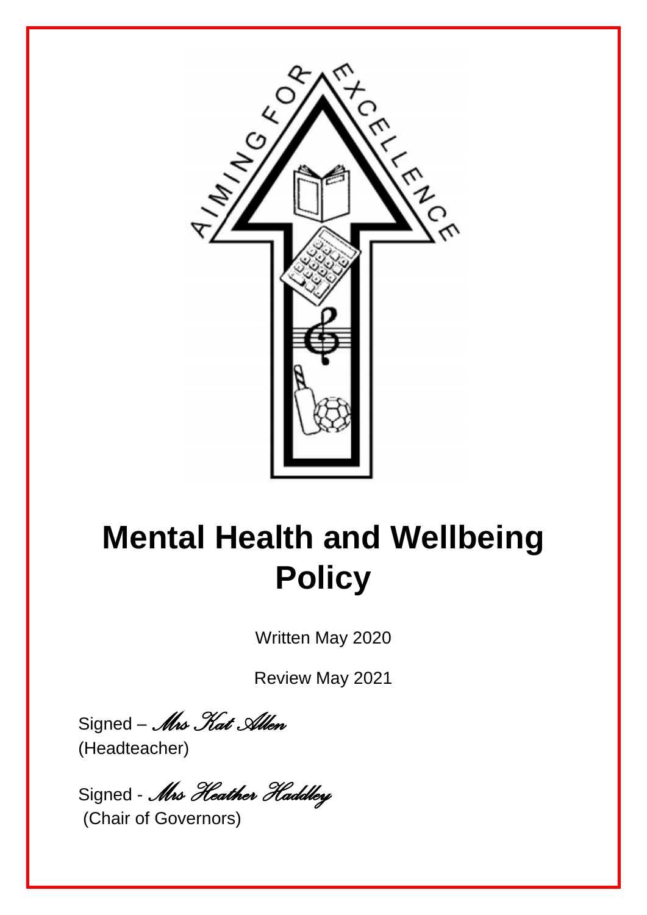# Mental Health and Wellbeing Policy

Written May 2020

Review May 2021

Signed – *Mrs Kat Allen*
(Headteacher)

Signed - *Mrs Heather Haddley*
(Chair of Governors)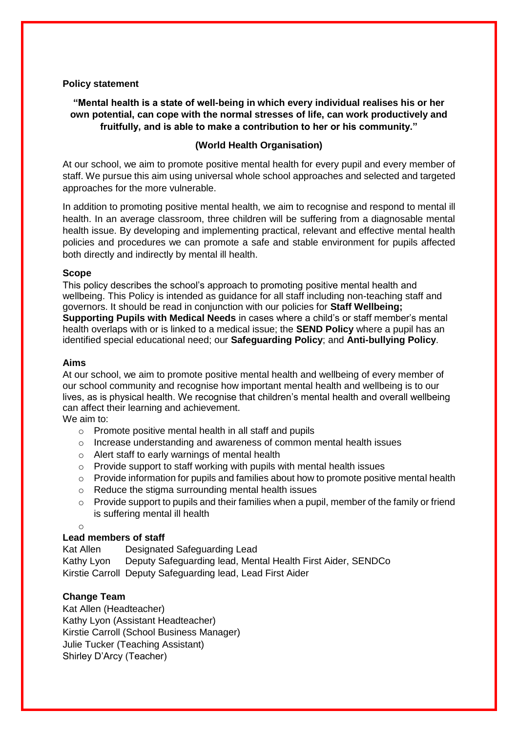## Policy statement

**"Mental health is a state of well-being in which every individual realises his or her own potential, can cope with the normal stresses of life, can work productively and fruitfully, and is able to make a contribution to her or his community."**

**(World Health Organisation)**

At our school, we aim to promote positive mental health for every pupil and every member of staff. We pursue this aim using universal whole school approaches and selected and targeted approaches for the more vulnerable.

In addition to promoting positive mental health, we aim to recognise and respond to mental ill health. In an average classroom, three children will be suffering from a diagnosable mental health issue. By developing and implementing practical, relevant and effective mental health policies and procedures we can promote a safe and stable environment for pupils affected both directly and indirectly by mental ill health.

## Scope

This policy describes the school's approach to promoting positive mental health and wellbeing. This Policy is intended as guidance for all staff including non-teaching staff and governors. It should be read in conjunction with our policies for **Staff Wellbeing; Supporting Pupils with Medical Needs** in cases where a child's or staff member's mental health overlaps with or is linked to a medical issue; the **SEND Policy** where a pupil has an identified special educational need; our **Safeguarding Policy**; and **Anti-bullying Policy**.

## Aims

At our school, we aim to promote positive mental health and wellbeing of every member of our school community and recognise how important mental health and wellbeing is to our lives, as is physical health. We recognise that children's mental health and overall wellbeing can affect their learning and achievement.

We aim to:

- Promote positive mental health in all staff and pupils
- Increase understanding and awareness of common mental health issues
- Alert staff to early warnings of mental health
- Provide support to staff working with pupils with mental health issues
- Provide information for pupils and families about how to promote positive mental health
- Reduce the stigma surrounding mental health issues
- Provide support to pupils and their families when a pupil, member of the family or friend is suffering mental ill health

## Lead members of staff

Kat Allen Designated Safeguarding Lead
Kathy Lyon Deputy Safeguarding lead, Mental Health First Aider, SENDCo
Kirstie Carroll Deputy Safeguarding lead, Lead First Aider

## Change Team

Kat Allen (Headteacher)
Kathy Lyon (Assistant Headteacher)
Kirstie Carroll (School Business Manager)
Julie Tucker (Teaching Assistant)
Shirley D'Arcy (Teacher)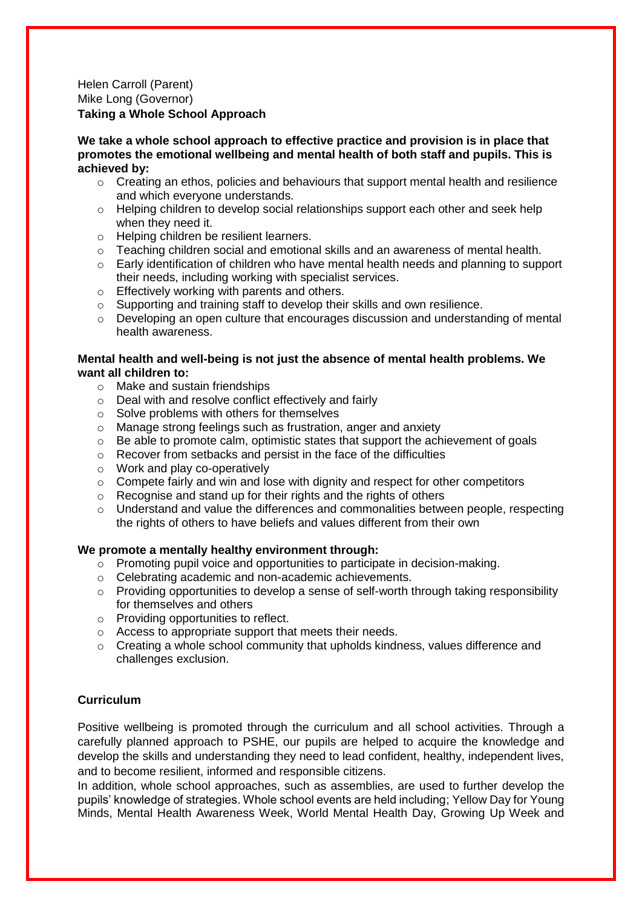Helen Carroll (Parent)
Mike Long (Governor)

## Taking a Whole School Approach

**We take a whole school approach to effective practice and provision is in place that promotes the emotional wellbeing and mental health of both staff and pupils. This is achieved by:**

- Creating an ethos, policies and behaviours that support mental health and resilience and which everyone understands.
- Helping children to develop social relationships support each other and seek help when they need it.
- Helping children be resilient learners.
- Teaching children social and emotional skills and an awareness of mental health.
- Early identification of children who have mental health needs and planning to support their needs, including working with specialist services.
- Effectively working with parents and others.
- Supporting and training staff to develop their skills and own resilience.
- Developing an open culture that encourages discussion and understanding of mental health awareness.

**Mental health and well-being is not just the absence of mental health problems. We want all children to:**

- Make and sustain friendships
- Deal with and resolve conflict effectively and fairly
- Solve problems with others for themselves
- Manage strong feelings such as frustration, anger and anxiety
- Be able to promote calm, optimistic states that support the achievement of goals
- Recover from setbacks and persist in the face of the difficulties
- Work and play co-operatively
- Compete fairly and win and lose with dignity and respect for other competitors
- Recognise and stand up for their rights and the rights of others
- Understand and value the differences and commonalities between people, respecting the rights of others to have beliefs and values different from their own

**We promote a mentally healthy environment through:**

- Promoting pupil voice and opportunities to participate in decision-making.
- Celebrating academic and non-academic achievements.
- Providing opportunities to develop a sense of self-worth through taking responsibility for themselves and others
- Providing opportunities to reflect.
- Access to appropriate support that meets their needs.
- Creating a whole school community that upholds kindness, values difference and challenges exclusion.

## Curriculum

Positive wellbeing is promoted through the curriculum and all school activities. Through a carefully planned approach to PSHE, our pupils are helped to acquire the knowledge and develop the skills and understanding they need to lead confident, healthy, independent lives, and to become resilient, informed and responsible citizens.

In addition, whole school approaches, such as assemblies, are used to further develop the pupils' knowledge of strategies. Whole school events are held including; Yellow Day for Young Minds, Mental Health Awareness Week, World Mental Health Day, Growing Up Week and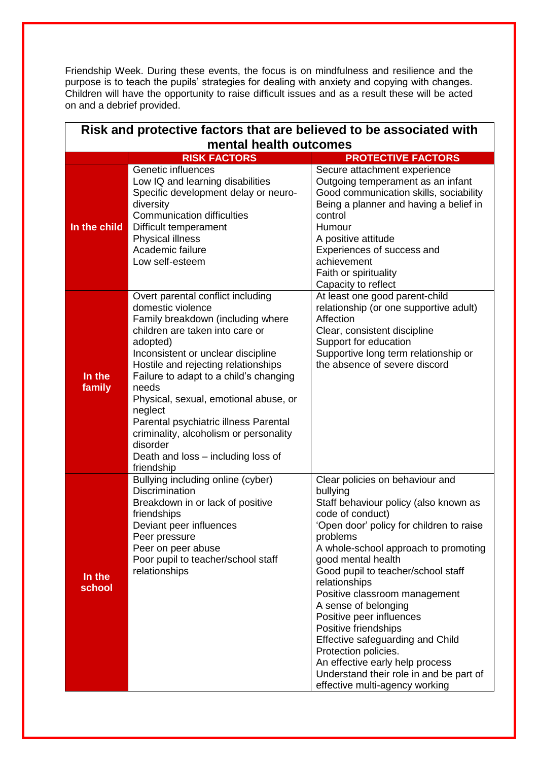Friendship Week. During these events, the focus is on mindfulness and resilience and the purpose is to teach the pupils' strategies for dealing with anxiety and copying with changes. Children will have the opportunity to raise difficult issues and as a result these will be acted on and a debrief provided.

**Risk and protective factors that are believed to be associated with mental health outcomes**

| | RISK FACTORS | PROTECTIVE FACTORS |
|---|---|---|
| **In the child** | Genetic influences<br>Low IQ and learning disabilities<br>Specific development delay or neuro-diversity<br>Communication difficulties<br>Difficult temperament<br>Physical illness<br>Academic failure<br>Low self-esteem | Secure attachment experience<br>Outgoing temperament as an infant<br>Good communication skills, sociability<br>Being a planner and having a belief in control<br>Humour<br>A positive attitude<br>Experiences of success and achievement<br>Faith or spirituality<br>Capacity to reflect |
| **In the family** | Overt parental conflict including domestic violence<br>Family breakdown (including where children are taken into care or adopted)<br>Inconsistent or unclear discipline<br>Hostile and rejecting relationships<br>Failure to adapt to a child's changing needs<br>Physical, sexual, emotional abuse, or neglect<br>Parental psychiatric illness Parental criminality, alcoholism or personality disorder<br>Death and loss – including loss of friendship | At least one good parent-child relationship (or one supportive adult)<br>Affection<br>Clear, consistent discipline<br>Support for education<br>Supportive long term relationship or the absence of severe discord |
| **In the school** | Bullying including online (cyber)<br>Discrimination<br>Breakdown in or lack of positive friendships<br>Deviant peer influences<br>Peer pressure<br>Peer on peer abuse<br>Poor pupil to teacher/school staff relationships | Clear policies on behaviour and bullying<br>Staff behaviour policy (also known as code of conduct)<br>'Open door' policy for children to raise problems<br>A whole-school approach to promoting good mental health<br>Good pupil to teacher/school staff relationships<br>Positive classroom management<br>A sense of belonging<br>Positive peer influences<br>Positive friendships<br>Effective safeguarding and Child Protection policies.<br>An effective early help process<br>Understand their role in and be part of effective multi-agency working |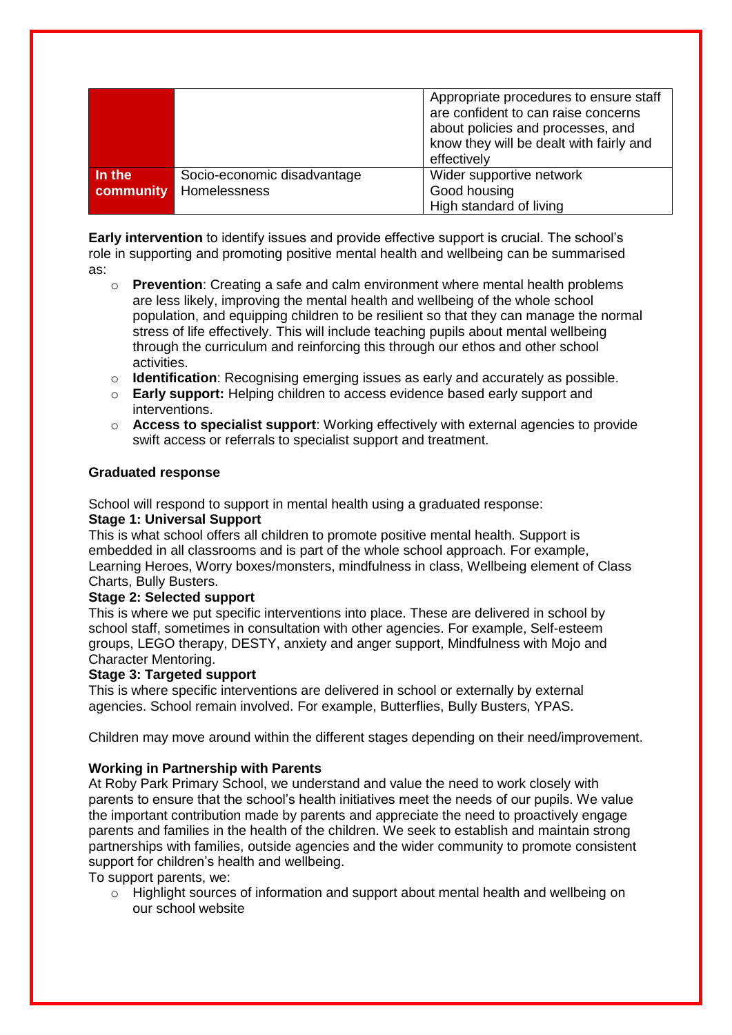| | | |
|---|---|---|
| | | Appropriate procedures to ensure staff are confident to can raise concerns about policies and processes, and know they will be dealt with fairly and effectively |
| **In the community** | Socio-economic disadvantage<br>Homelessness | Wider supportive network<br>Good housing<br>High standard of living |

**Early intervention** to identify issues and provide effective support is crucial. The school's role in supporting and promoting positive mental health and wellbeing can be summarised as:

- **Prevention**: Creating a safe and calm environment where mental health problems are less likely, improving the mental health and wellbeing of the whole school population, and equipping children to be resilient so that they can manage the normal stress of life effectively. This will include teaching pupils about mental wellbeing through the curriculum and reinforcing this through our ethos and other school activities.
- **Identification**: Recognising emerging issues as early and accurately as possible.
- **Early support:** Helping children to access evidence based early support and interventions.
- **Access to specialist support**: Working effectively with external agencies to provide swift access or referrals to specialist support and treatment.

**Graduated response**

School will respond to support in mental health using a graduated response:

**Stage 1: Universal Support**

This is what school offers all children to promote positive mental health. Support is embedded in all classrooms and is part of the whole school approach. For example, Learning Heroes, Worry boxes/monsters, mindfulness in class, Wellbeing element of Class Charts, Bully Busters.

**Stage 2: Selected support**

This is where we put specific interventions into place. These are delivered in school by school staff, sometimes in consultation with other agencies. For example, Self-esteem groups, LEGO therapy, DESTY, anxiety and anger support, Mindfulness with Mojo and Character Mentoring.

**Stage 3: Targeted support**

This is where specific interventions are delivered in school or externally by external agencies. School remain involved. For example, Butterflies, Bully Busters, YPAS.

Children may move around within the different stages depending on their need/improvement.

**Working in Partnership with Parents**

At Roby Park Primary School, we understand and value the need to work closely with parents to ensure that the school's health initiatives meet the needs of our pupils. We value the important contribution made by parents and appreciate the need to proactively engage parents and families in the health of the children. We seek to establish and maintain strong partnerships with families, outside agencies and the wider community to promote consistent support for children's health and wellbeing.

To support parents, we:

- Highlight sources of information and support about mental health and wellbeing on our school website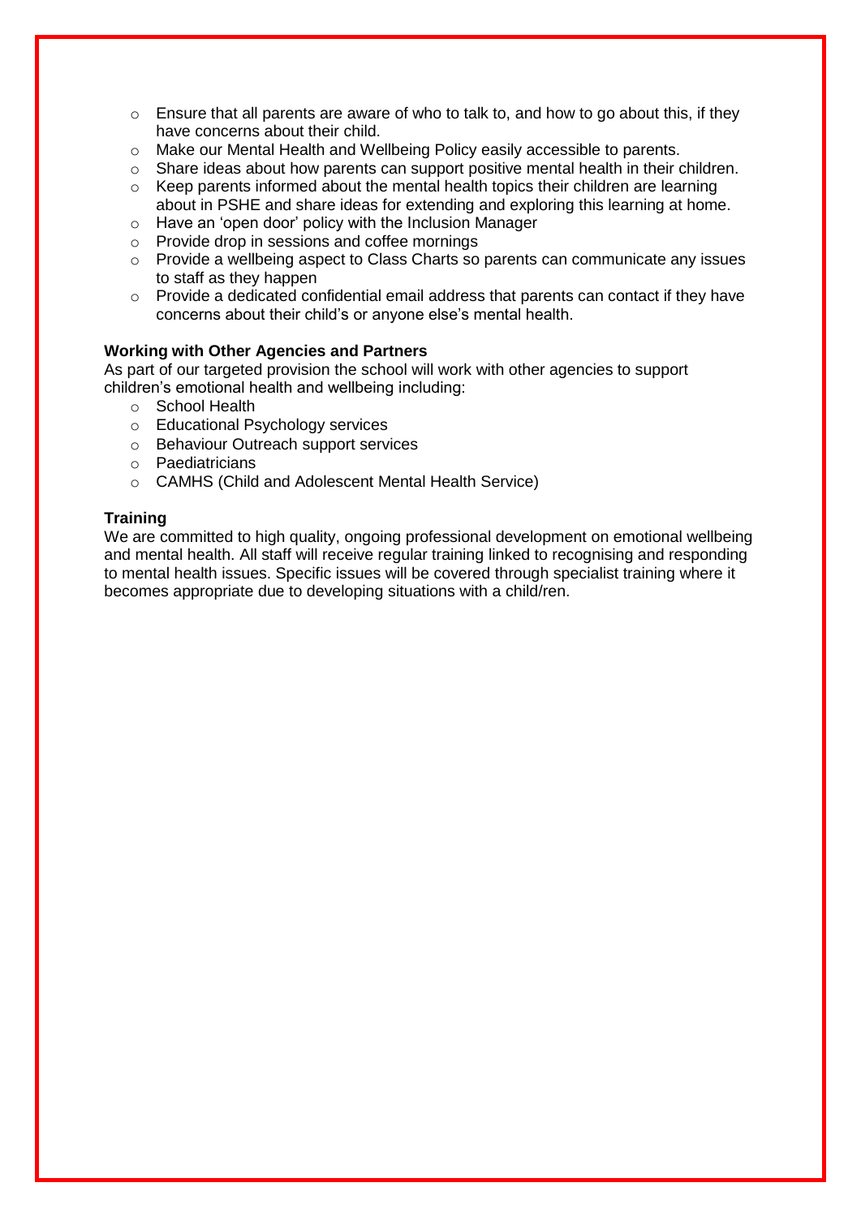- Ensure that all parents are aware of who to talk to, and how to go about this, if they have concerns about their child.
- Make our Mental Health and Wellbeing Policy easily accessible to parents.
- Share ideas about how parents can support positive mental health in their children.
- Keep parents informed about the mental health topics their children are learning about in PSHE and share ideas for extending and exploring this learning at home.
- Have an 'open door' policy with the Inclusion Manager
- Provide drop in sessions and coffee mornings
- Provide a wellbeing aspect to Class Charts so parents can communicate any issues to staff as they happen
- Provide a dedicated confidential email address that parents can contact if they have concerns about their child's or anyone else's mental health.

**Working with Other Agencies and Partners**

As part of our targeted provision the school will work with other agencies to support children's emotional health and wellbeing including:

- School Health
- Educational Psychology services
- Behaviour Outreach support services
- Paediatricians
- CAMHS (Child and Adolescent Mental Health Service)

**Training**

We are committed to high quality, ongoing professional development on emotional wellbeing and mental health. All staff will receive regular training linked to recognising and responding to mental health issues. Specific issues will be covered through specialist training where it becomes appropriate due to developing situations with a child/ren.